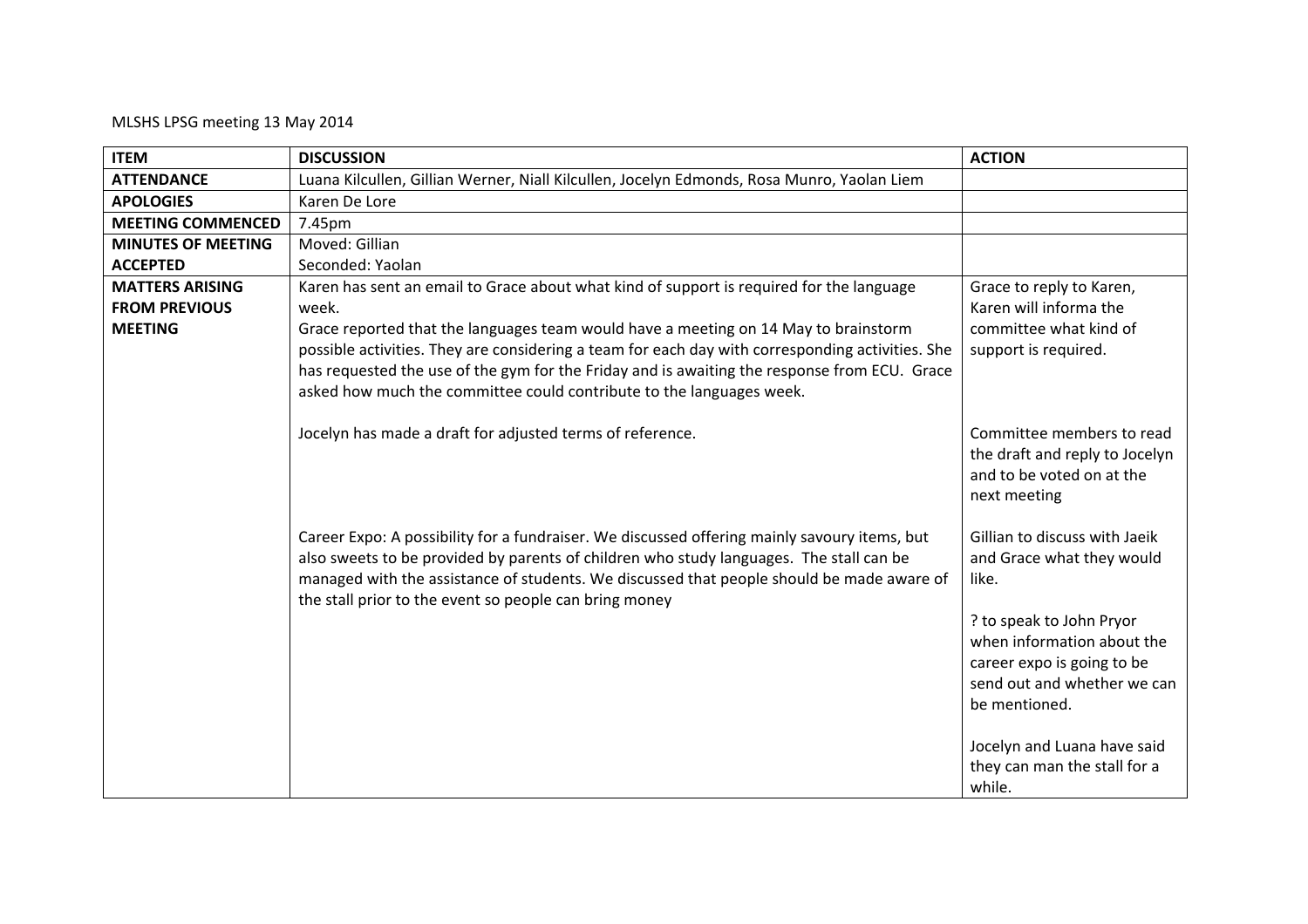MLSHS LPSG meeting 13 May 2014

| ITEM | DISCUSSION | ACTION |
|---|---|---|
| **ATTENDANCE** | Luana Kilcullen, Gillian Werner, Niall Kilcullen, Jocelyn Edmonds, Rosa Munro, Yaolan Liem | |
| **APOLOGIES** | Karen De Lore | |
| **MEETING COMMENCED** | 7.45pm | |
| **MINUTES OF MEETING ACCEPTED** | Moved: Gillian<br>Seconded: Yaolan | |
| **MATTERS ARISING FROM PREVIOUS MEETING** | Karen has sent an email to Grace about what kind of support is required for the language week.<br>Grace reported that the languages team would have a meeting on 14 May to brainstorm possible activities. They are considering a team for each day with corresponding activities. She has requested the use of the gym for the Friday and is awaiting the response from ECU. Grace asked how much the committee could contribute to the languages week. | Grace to reply to Karen, Karen will informa the committee what kind of support is required. |
| | Jocelyn has made a draft for adjusted terms of reference. | Committee members to read the draft and reply to Jocelyn and to be voted on at the next meeting |
| | Career Expo: A possibility for a fundraiser. We discussed offering mainly savoury items, but also sweets to be provided by parents of children who study languages. The stall can be managed with the assistance of students. We discussed that people should be made aware of the stall prior to the event so people can bring money | Gillian to discuss with Jaeik and Grace what they would like.<br><br>? to speak to John Pryor when information about the career expo is going to be send out and whether we can be mentioned.<br><br>Jocelyn and Luana have said they can man the stall for a while. |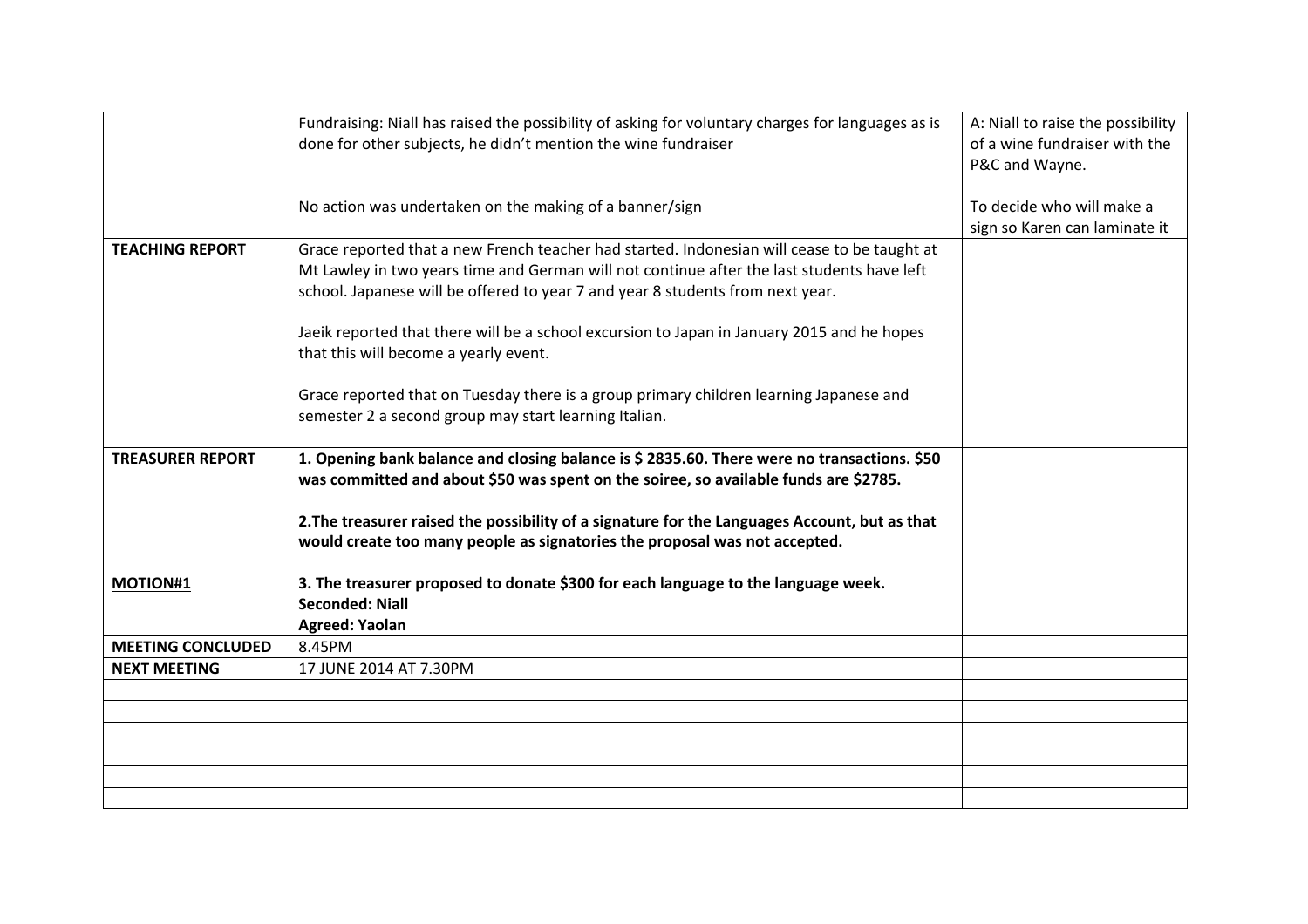| | | |
|---|---|---|
| | Fundraising: Niall has raised the possibility of asking for voluntary charges for languages as is done for other subjects, he didn't mention the wine fundraiser<br><br>No action was undertaken on the making of a banner/sign | A: Niall to raise the possibility of a wine fundraiser with the P&C and Wayne.<br><br>To decide who will make a sign so Karen can laminate it |
| **TEACHING REPORT** | Grace reported that a new French teacher had started. Indonesian will cease to be taught at Mt Lawley in two years time and German will not continue after the last students have left school. Japanese will be offered to year 7 and year 8 students from next year.<br><br>Jaeik reported that there will be a school excursion to Japan in January 2015 and he hopes that this will become a yearly event.<br><br>Grace reported that on Tuesday there is a group primary children learning Japanese and semester 2 a second group may start learning Italian. | |
| **TREASURER REPORT**<br><br><br><br><br><br>**MOTION#1** | **1. Opening bank balance and closing balance is $ 2835.60. There were no transactions. $50 was committed and about $50 was spent on the soiree, so available funds are $2785.**<br><br>**2.The treasurer raised the possibility of a signature for the Languages Account, but as that would create too many people as signatories the proposal was not accepted.**<br><br>**3. The treasurer proposed to donate $300 for each language to the language week.**<br>**Seconded: Niall**<br>**Agreed: Yaolan** | |
| **MEETING CONCLUDED** | 8.45PM | |
| **NEXT MEETING** | 17 JUNE 2014 AT 7.30PM | |
| | | |
| | | |
| | | |
| | | |
| | | |
| | | |